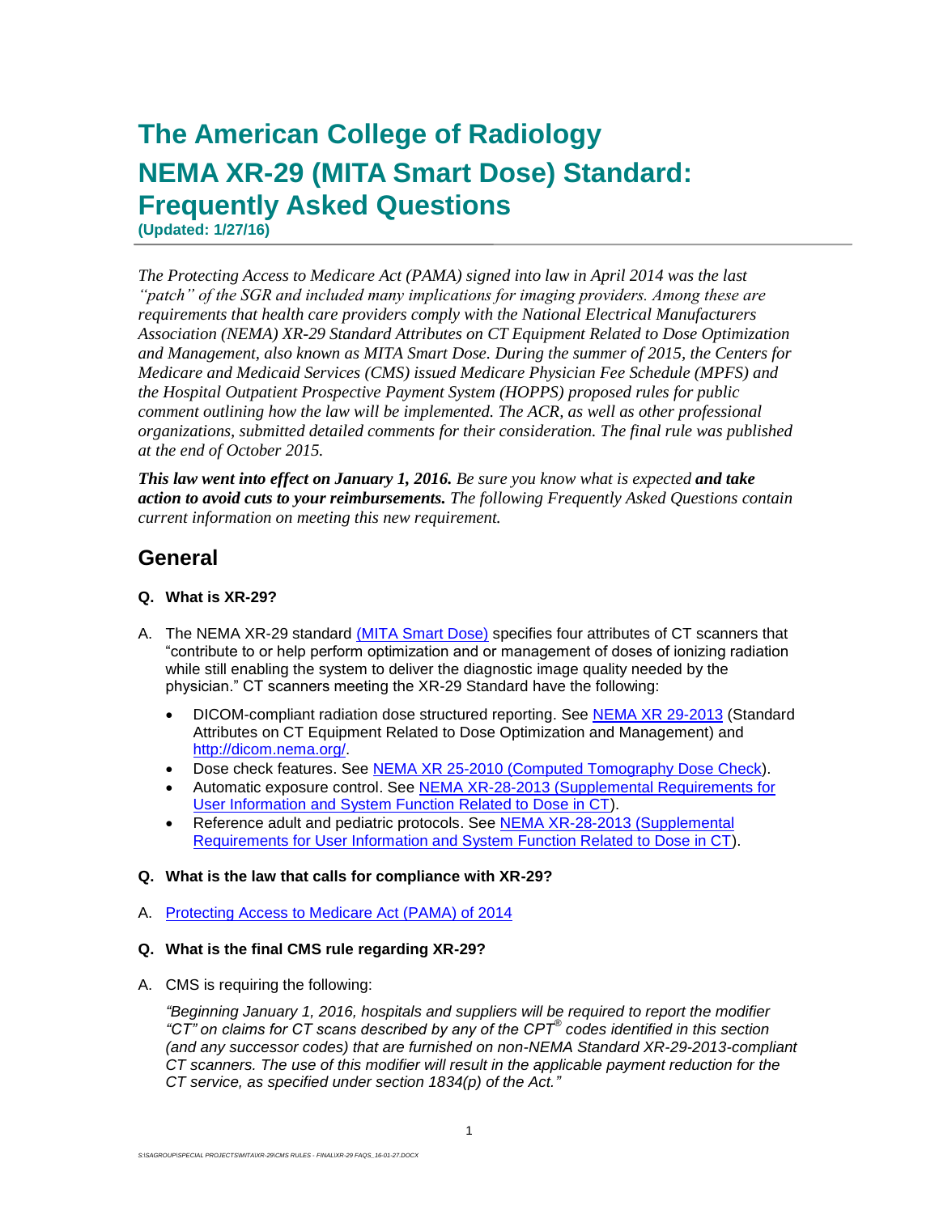# The American College of Radiology NEMA XR-29 (MITA Smart Dose) Standard: Frequently Asked Questions

**(Updated: 1/27/16)**

*The Protecting Access to Medicare Act (PAMA) signed into law in April 2014 was the last "patch" of the SGR and included many implications for imaging providers. Among these are requirements that health care providers comply with the National Electrical Manufacturers Association (NEMA) XR-29 Standard Attributes on CT Equipment Related to Dose Optimization and Management, also known as MITA Smart Dose. During the summer of 2015, the Centers for Medicare and Medicaid Services (CMS) issued Medicare Physician Fee Schedule (MPFS) and the Hospital Outpatient Prospective Payment System (HOPPS) proposed rules for public comment outlining how the law will be implemented. The ACR, as well as other professional organizations, submitted detailed comments for their consideration. The final rule was published at the end of October 2015.*

***This law went into effect on January 1, 2016.** Be sure you know what is expected **and take action to avoid cuts to your reimbursements.** The following Frequently Asked Questions contain current information on meeting this new requirement.*

## General

**Q. What is XR-29?**

A. The NEMA XR-29 standard (MITA Smart Dose) specifies four attributes of CT scanners that "contribute to or help perform optimization and or management of doses of ionizing radiation while still enabling the system to deliver the diagnostic image quality needed by the physician." CT scanners meeting the XR-29 Standard have the following:

- DICOM-compliant radiation dose structured reporting. See NEMA XR 29-2013 (Standard Attributes on CT Equipment Related to Dose Optimization and Management) and http://dicom.nema.org/.
- Dose check features. See NEMA XR 25-2010 (Computed Tomography Dose Check).
- Automatic exposure control. See NEMA XR-28-2013 (Supplemental Requirements for User Information and System Function Related to Dose in CT).
- Reference adult and pediatric protocols. See NEMA XR-28-2013 (Supplemental Requirements for User Information and System Function Related to Dose in CT).

**Q. What is the law that calls for compliance with XR-29?**

A. Protecting Access to Medicare Act (PAMA) of 2014

**Q. What is the final CMS rule regarding XR-29?**

A. CMS is requiring the following:

*"Beginning January 1, 2016, hospitals and suppliers will be required to report the modifier "CT" on claims for CT scans described by any of the CPT® codes identified in this section (and any successor codes) that are furnished on non-NEMA Standard XR-29-2013-compliant CT scanners. The use of this modifier will result in the applicable payment reduction for the CT service, as specified under section 1834(p) of the Act."*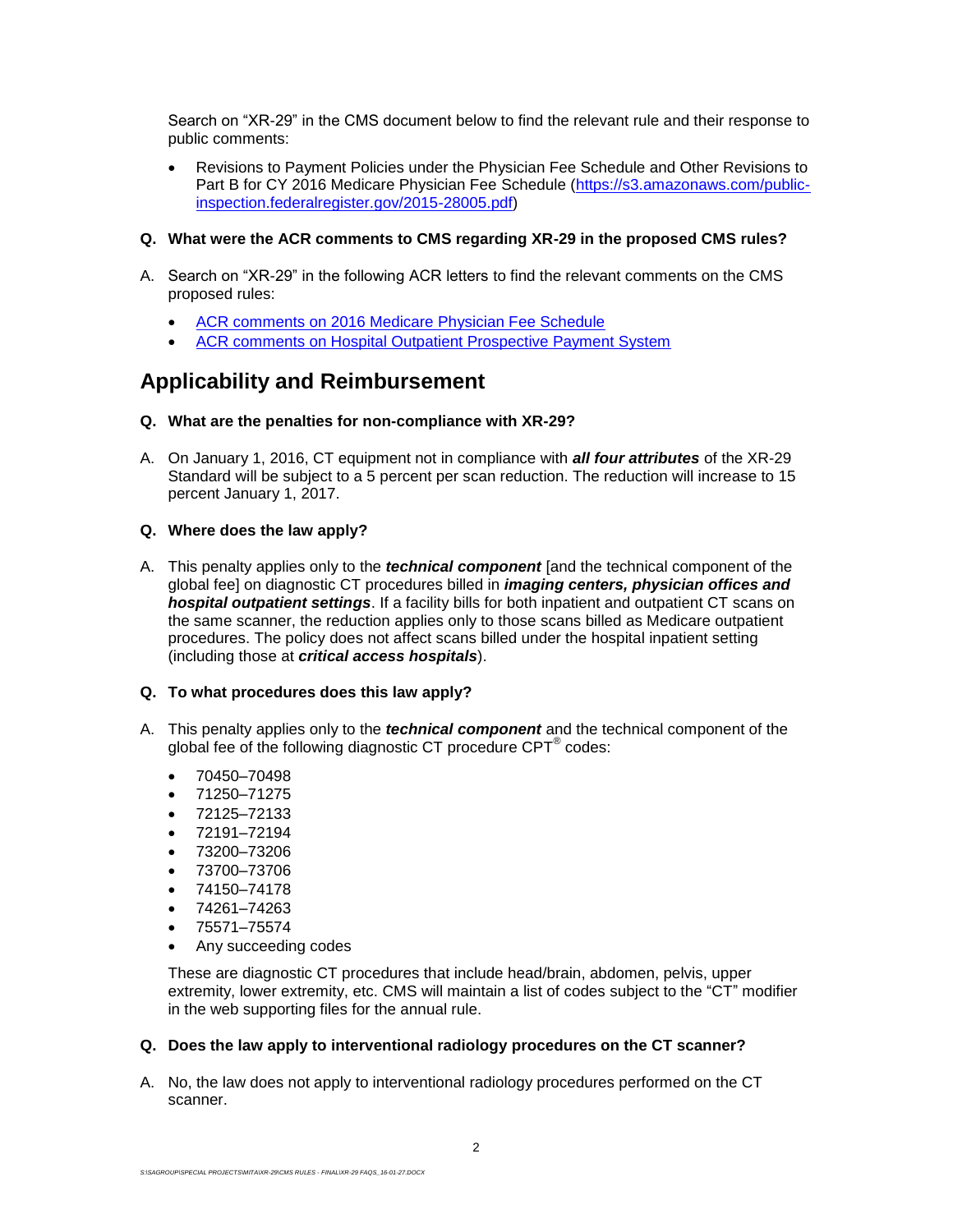Search on "XR-29" in the CMS document below to find the relevant rule and their response to public comments:

- Revisions to Payment Policies under the Physician Fee Schedule and Other Revisions to Part B for CY 2016 Medicare Physician Fee Schedule (https://s3.amazonaws.com/public-inspection.federalregister.gov/2015-28005.pdf)

**Q. What were the ACR comments to CMS regarding XR-29 in the proposed CMS rules?**

A. Search on "XR-29" in the following ACR letters to find the relevant comments on the CMS proposed rules:

- ACR comments on 2016 Medicare Physician Fee Schedule
- ACR comments on Hospital Outpatient Prospective Payment System

## Applicability and Reimbursement

**Q. What are the penalties for non-compliance with XR-29?**

A. On January 1, 2016, CT equipment not in compliance with ***all four attributes*** of the XR-29 Standard will be subject to a 5 percent per scan reduction. The reduction will increase to 15 percent January 1, 2017.

**Q. Where does the law apply?**

A. This penalty applies only to the ***technical component*** [and the technical component of the global fee] on diagnostic CT procedures billed in ***imaging centers, physician offices and hospital outpatient settings***. If a facility bills for both inpatient and outpatient CT scans on the same scanner, the reduction applies only to those scans billed as Medicare outpatient procedures. The policy does not affect scans billed under the hospital inpatient setting (including those at ***critical access hospitals***).

**Q. To what procedures does this law apply?**

A. This penalty applies only to the ***technical component*** and the technical component of the global fee of the following diagnostic CT procedure CPT® codes:

- 70450–70498
- 71250–71275
- 72125–72133
- 72191–72194
- 73200–73206
- 73700–73706
- 74150–74178
- 74261–74263
- 75571–75574
- Any succeeding codes

These are diagnostic CT procedures that include head/brain, abdomen, pelvis, upper extremity, lower extremity, etc. CMS will maintain a list of codes subject to the "CT" modifier in the web supporting files for the annual rule.

**Q. Does the law apply to interventional radiology procedures on the CT scanner?**

A. No, the law does not apply to interventional radiology procedures performed on the CT scanner.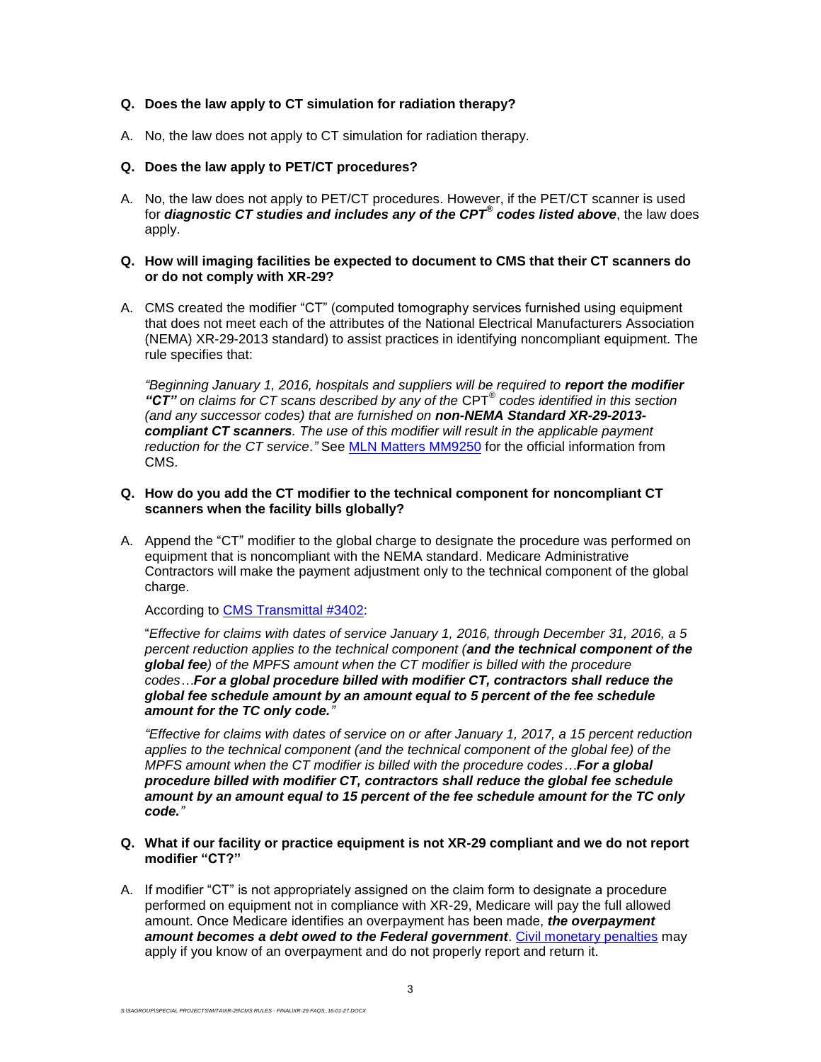**Q. Does the law apply to CT simulation for radiation therapy?**

A. No, the law does not apply to CT simulation for radiation therapy.

**Q. Does the law apply to PET/CT procedures?**

A. No, the law does not apply to PET/CT procedures. However, if the PET/CT scanner is used for ***diagnostic CT studies and includes any of the CPT® codes listed above***, the law does apply.

**Q. How will imaging facilities be expected to document to CMS that their CT scanners do or do not comply with XR-29?**

A. CMS created the modifier "CT" (computed tomography services furnished using equipment that does not meet each of the attributes of the National Electrical Manufacturers Association (NEMA) XR-29-2013 standard) to assist practices in identifying noncompliant equipment. The rule specifies that:

*"Beginning January 1, 2016, hospitals and suppliers will be required to **report the modifier "CT"** on claims for CT scans described by any of the* CPT® *codes identified in this section (and any successor codes) that are furnished on **non-NEMA Standard XR-29-2013-compliant CT scanners**. The use of this modifier will result in the applicable payment reduction for the CT service."* See [MLN Matters MM9250] for the official information from CMS.

**Q. How do you add the CT modifier to the technical component for noncompliant CT scanners when the facility bills globally?**

A. Append the "CT" modifier to the global charge to designate the procedure was performed on equipment that is noncompliant with the NEMA standard. Medicare Administrative Contractors will make the payment adjustment only to the technical component of the global charge.

According to [CMS Transmittal #3402]:

"*Effective for claims with dates of service January 1, 2016, through December 31, 2016, a 5 percent reduction applies to the technical component (**and the technical component of the global fee**) of the MPFS amount when the CT modifier is billed with the procedure codes…**For a global procedure billed with modifier CT, contractors shall reduce the global fee schedule amount by an amount equal to 5 percent of the fee schedule amount for the TC only code.**"*

*"Effective for claims with dates of service on or after January 1, 2017, a 15 percent reduction applies to the technical component (and the technical component of the global fee) of the MPFS amount when the CT modifier is billed with the procedure codes…**For a global procedure billed with modifier CT, contractors shall reduce the global fee schedule amount by an amount equal to 15 percent of the fee schedule amount for the TC only code.**"*

**Q. What if our facility or practice equipment is not XR-29 compliant and we do not report modifier "CT?"**

A. If modifier "CT" is not appropriately assigned on the claim form to designate a procedure performed on equipment not in compliance with XR-29, Medicare will pay the full allowed amount. Once Medicare identifies an overpayment has been made, ***the overpayment amount becomes a debt owed to the Federal government***. [Civil monetary penalties] may apply if you know of an overpayment and do not properly report and return it.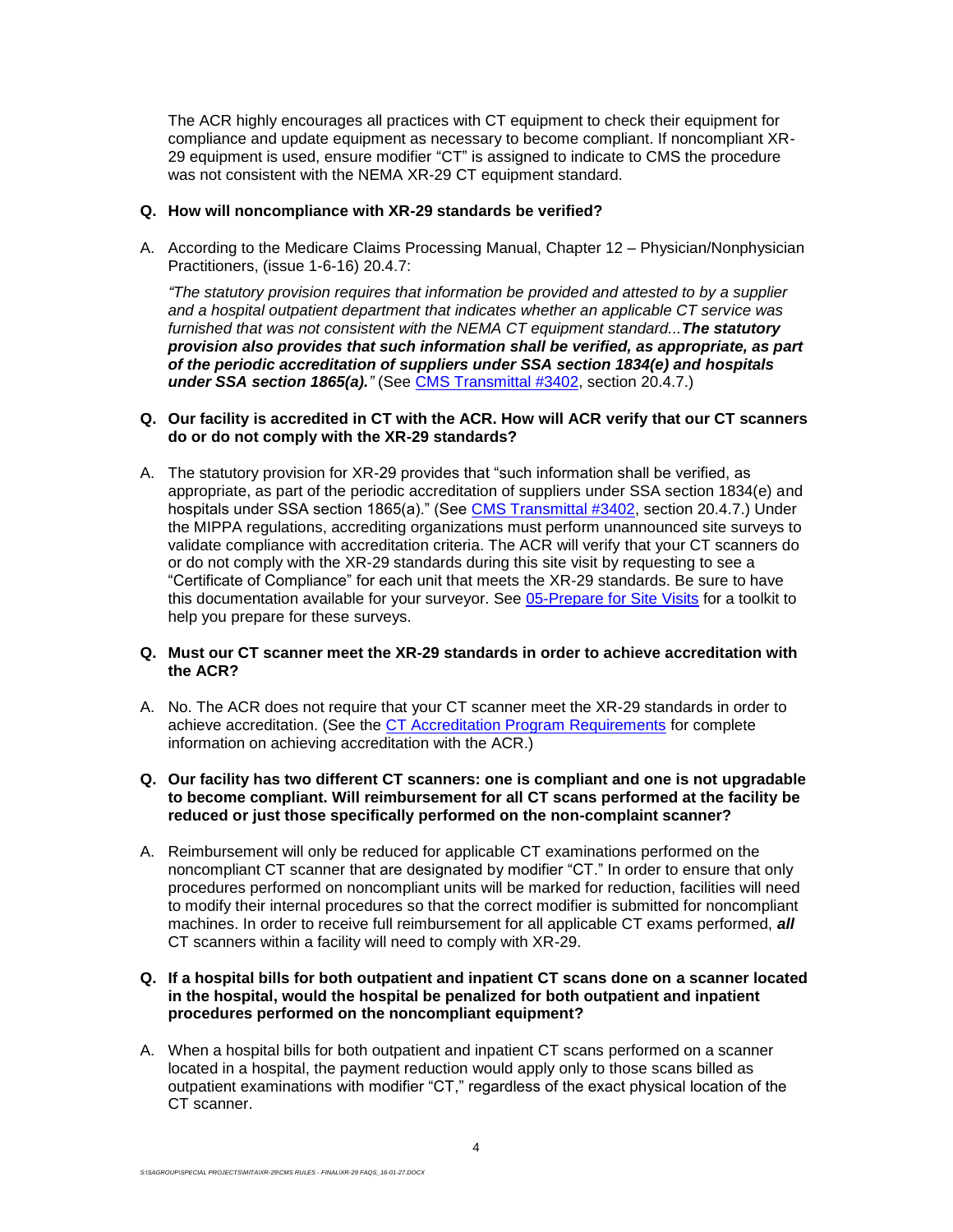The ACR highly encourages all practices with CT equipment to check their equipment for compliance and update equipment as necessary to become compliant. If noncompliant XR-29 equipment is used, ensure modifier "CT" is assigned to indicate to CMS the procedure was not consistent with the NEMA XR-29 CT equipment standard.

**Q. How will noncompliance with XR-29 standards be verified?**

A. According to the Medicare Claims Processing Manual, Chapter 12 – Physician/Nonphysician Practitioners, (issue 1-6-16) 20.4.7:

*"The statutory provision requires that information be provided and attested to by a supplier and a hospital outpatient department that indicates whether an applicable CT service was furnished that was not consistent with the NEMA CT equipment standard...**The statutory provision also provides that such information shall be verified, as appropriate, as part of the periodic accreditation of suppliers under SSA section 1834(e) and hospitals under SSA section 1865(a).**"* (See CMS Transmittal #3402, section 20.4.7.)

**Q. Our facility is accredited in CT with the ACR. How will ACR verify that our CT scanners do or do not comply with the XR-29 standards?**

A. The statutory provision for XR-29 provides that "such information shall be verified, as appropriate, as part of the periodic accreditation of suppliers under SSA section 1834(e) and hospitals under SSA section 1865(a)." (See CMS Transmittal #3402, section 20.4.7.) Under the MIPPA regulations, accrediting organizations must perform unannounced site surveys to validate compliance with accreditation criteria. The ACR will verify that your CT scanners do or do not comply with the XR-29 standards during this site visit by requesting to see a "Certificate of Compliance" for each unit that meets the XR-29 standards. Be sure to have this documentation available for your surveyor. See 05-Prepare for Site Visits for a toolkit to help you prepare for these surveys.

**Q. Must our CT scanner meet the XR-29 standards in order to achieve accreditation with the ACR?**

A. No. The ACR does not require that your CT scanner meet the XR-29 standards in order to achieve accreditation. (See the CT Accreditation Program Requirements for complete information on achieving accreditation with the ACR.)

**Q. Our facility has two different CT scanners: one is compliant and one is not upgradable to become compliant. Will reimbursement for all CT scans performed at the facility be reduced or just those specifically performed on the non-complaint scanner?**

A. Reimbursement will only be reduced for applicable CT examinations performed on the noncompliant CT scanner that are designated by modifier "CT." In order to ensure that only procedures performed on noncompliant units will be marked for reduction, facilities will need to modify their internal procedures so that the correct modifier is submitted for noncompliant machines. In order to receive full reimbursement for all applicable CT exams performed, ***all*** CT scanners within a facility will need to comply with XR-29.

**Q. If a hospital bills for both outpatient and inpatient CT scans done on a scanner located in the hospital, would the hospital be penalized for both outpatient and inpatient procedures performed on the noncompliant equipment?**

A. When a hospital bills for both outpatient and inpatient CT scans performed on a scanner located in a hospital, the payment reduction would apply only to those scans billed as outpatient examinations with modifier "CT," regardless of the exact physical location of the CT scanner.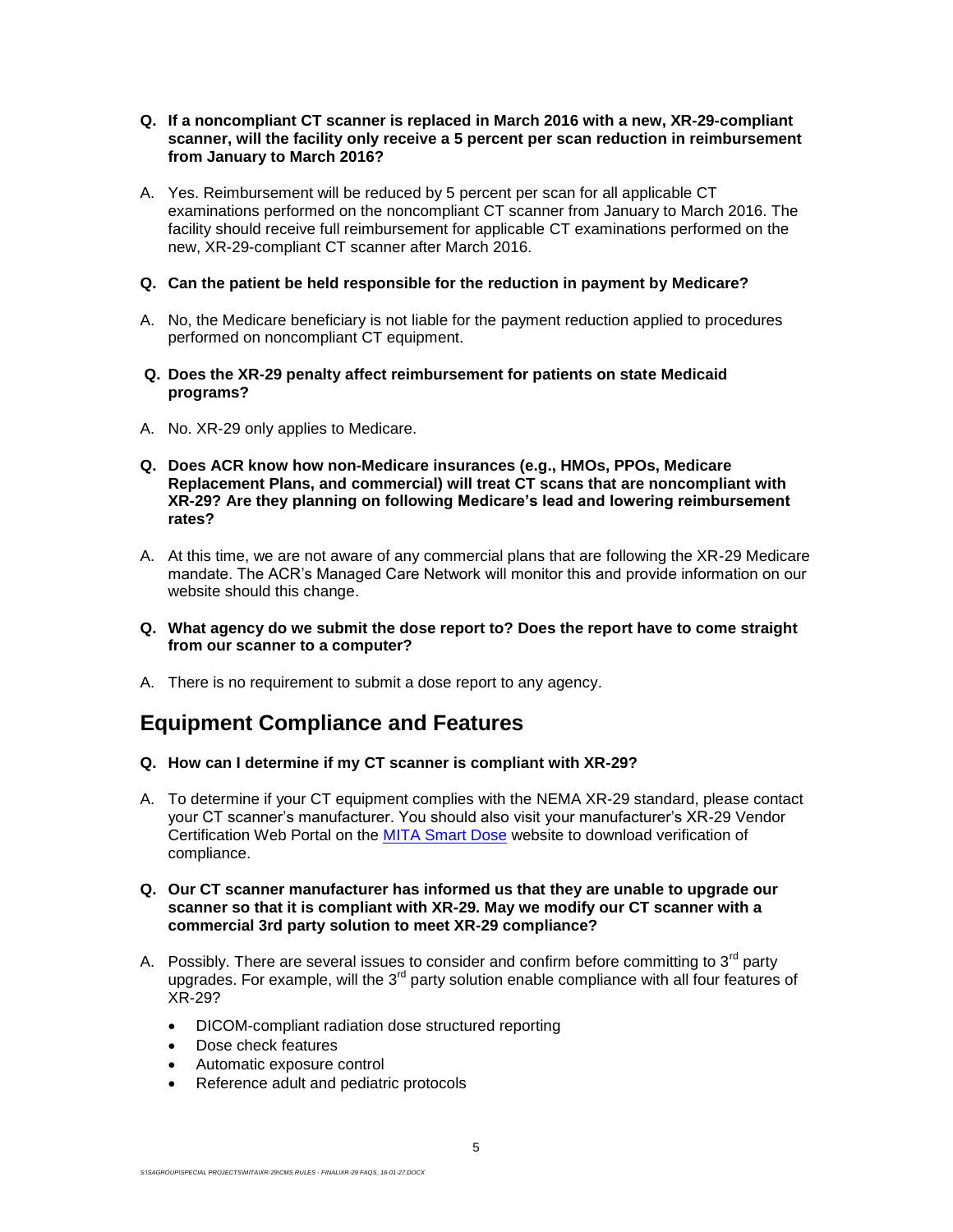**Q. If a noncompliant CT scanner is replaced in March 2016 with a new, XR-29-compliant scanner, will the facility only receive a 5 percent per scan reduction in reimbursement from January to March 2016?**

A. Yes. Reimbursement will be reduced by 5 percent per scan for all applicable CT examinations performed on the noncompliant CT scanner from January to March 2016. The facility should receive full reimbursement for applicable CT examinations performed on the new, XR-29-compliant CT scanner after March 2016.

**Q. Can the patient be held responsible for the reduction in payment by Medicare?**

A. No, the Medicare beneficiary is not liable for the payment reduction applied to procedures performed on noncompliant CT equipment.

**Q. Does the XR-29 penalty affect reimbursement for patients on state Medicaid programs?**

A. No. XR-29 only applies to Medicare.

**Q. Does ACR know how non-Medicare insurances (e.g., HMOs, PPOs, Medicare Replacement Plans, and commercial) will treat CT scans that are noncompliant with XR-29? Are they planning on following Medicare's lead and lowering reimbursement rates?**

A. At this time, we are not aware of any commercial plans that are following the XR-29 Medicare mandate. The ACR's Managed Care Network will monitor this and provide information on our website should this change.

**Q. What agency do we submit the dose report to? Does the report have to come straight from our scanner to a computer?**

A. There is no requirement to submit a dose report to any agency.

## Equipment Compliance and Features

**Q. How can I determine if my CT scanner is compliant with XR-29?**

A. To determine if your CT equipment complies with the NEMA XR-29 standard, please contact your CT scanner's manufacturer. You should also visit your manufacturer's XR-29 Vendor Certification Web Portal on the [MITA Smart Dose](MITA Smart Dose) website to download verification of compliance.

**Q. Our CT scanner manufacturer has informed us that they are unable to upgrade our scanner so that it is compliant with XR-29. May we modify our CT scanner with a commercial 3rd party solution to meet XR-29 compliance?**

A. Possibly. There are several issues to consider and confirm before committing to 3rd party upgrades. For example, will the 3rd party solution enable compliance with all four features of XR-29?

- DICOM-compliant radiation dose structured reporting
- Dose check features
- Automatic exposure control
- Reference adult and pediatric protocols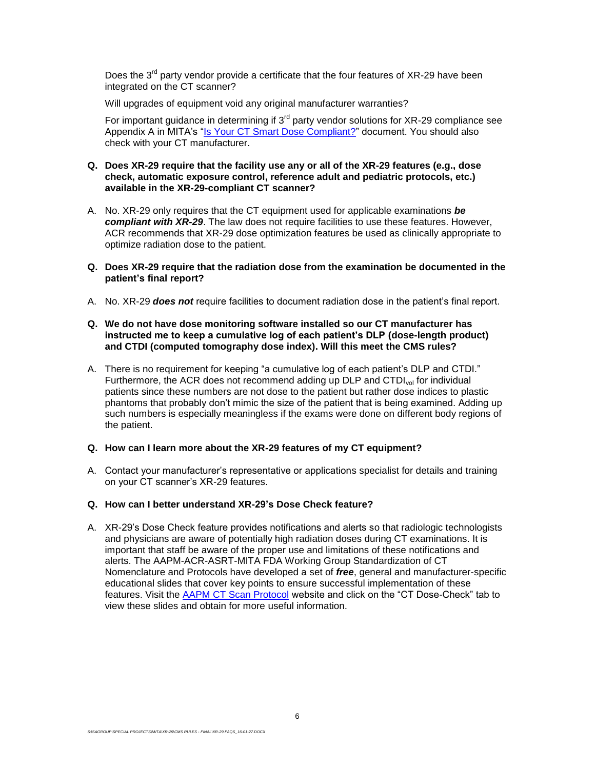Does the 3rd party vendor provide a certificate that the four features of XR-29 have been integrated on the CT scanner?

Will upgrades of equipment void any original manufacturer warranties?

For important guidance in determining if 3rd party vendor solutions for XR-29 compliance see Appendix A in MITA's "Is Your CT Smart Dose Compliant?" document. You should also check with your CT manufacturer.

**Q. Does XR-29 require that the facility use any or all of the XR-29 features (e.g., dose check, automatic exposure control, reference adult and pediatric protocols, etc.) available in the XR-29-compliant CT scanner?**

A. No. XR-29 only requires that the CT equipment used for applicable examinations ***be compliant with XR-29***. The law does not require facilities to use these features. However, ACR recommends that XR-29 dose optimization features be used as clinically appropriate to optimize radiation dose to the patient.

**Q. Does XR-29 require that the radiation dose from the examination be documented in the patient's final report?**

A. No. XR-29 ***does not*** require facilities to document radiation dose in the patient's final report.

**Q. We do not have dose monitoring software installed so our CT manufacturer has instructed me to keep a cumulative log of each patient's DLP (dose-length product) and CTDI (computed tomography dose index). Will this meet the CMS rules?**

A. There is no requirement for keeping "a cumulative log of each patient's DLP and CTDI." Furthermore, the ACR does not recommend adding up DLP and $CTDI_{vol}$ for individual patients since these numbers are not dose to the patient but rather dose indices to plastic phantoms that probably don't mimic the size of the patient that is being examined. Adding up such numbers is especially meaningless if the exams were done on different body regions of the patient.

**Q. How can I learn more about the XR-29 features of my CT equipment?**

A. Contact your manufacturer's representative or applications specialist for details and training on your CT scanner's XR-29 features.

**Q. How can I better understand XR-29's Dose Check feature?**

A. XR-29's Dose Check feature provides notifications and alerts so that radiologic technologists and physicians are aware of potentially high radiation doses during CT examinations. It is important that staff be aware of the proper use and limitations of these notifications and alerts. The AAPM-ACR-ASRT-MITA FDA Working Group Standardization of CT Nomenclature and Protocols have developed a set of ***free***, general and manufacturer-specific educational slides that cover key points to ensure successful implementation of these features. Visit the AAPM CT Scan Protocol website and click on the "CT Dose-Check" tab to view these slides and obtain for more useful information.